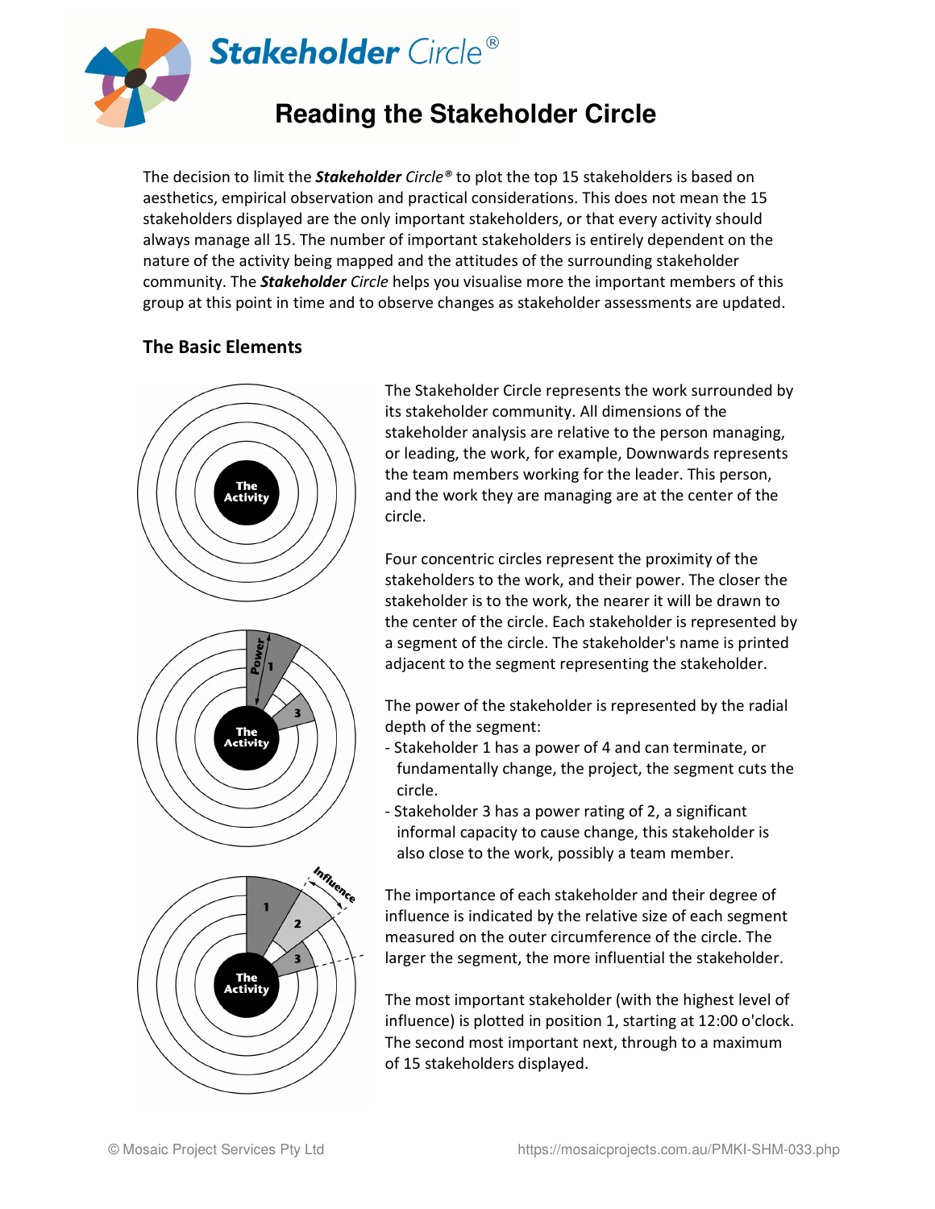# Stakeholder Circle®

## Reading the Stakeholder Circle

The decision to limit the ***Stakeholder** Circle®* to plot the top 15 stakeholders is based on aesthetics, empirical observation and practical considerations. This does not mean the 15 stakeholders displayed are the only important stakeholders, or that every activity should always manage all 15. The number of important stakeholders is entirely dependent on the nature of the activity being mapped and the attitudes of the surrounding stakeholder community. The ***Stakeholder** Circle* helps you visualise more the important members of this group at this point in time and to observe changes as stakeholder assessments are updated.

### The Basic Elements

The Stakeholder Circle represents the work surrounded by its stakeholder community. All dimensions of the stakeholder analysis are relative to the person managing, or leading, the work, for example, Downwards represents the team members working for the leader. This person, and the work they are managing are at the center of the circle.

Four concentric circles represent the proximity of the stakeholders to the work, and their power. The closer the stakeholder is to the work, the nearer it will be drawn to the center of the circle. Each stakeholder is represented by a segment of the circle. The stakeholder's name is printed adjacent to the segment representing the stakeholder.

The power of the stakeholder is represented by the radial depth of the segment:

- Stakeholder 1 has a power of 4 and can terminate, or fundamentally change, the project, the segment cuts the circle.
- Stakeholder 3 has a power rating of 2, a significant informal capacity to cause change, this stakeholder is also close to the work, possibly a team member.

The importance of each stakeholder and their degree of influence is indicated by the relative size of each segment measured on the outer circumference of the circle. The larger the segment, the more influential the stakeholder.

The most important stakeholder (with the highest level of influence) is plotted in position 1, starting at 12:00 o'clock. The second most important next, through to a maximum of 15 stakeholders displayed.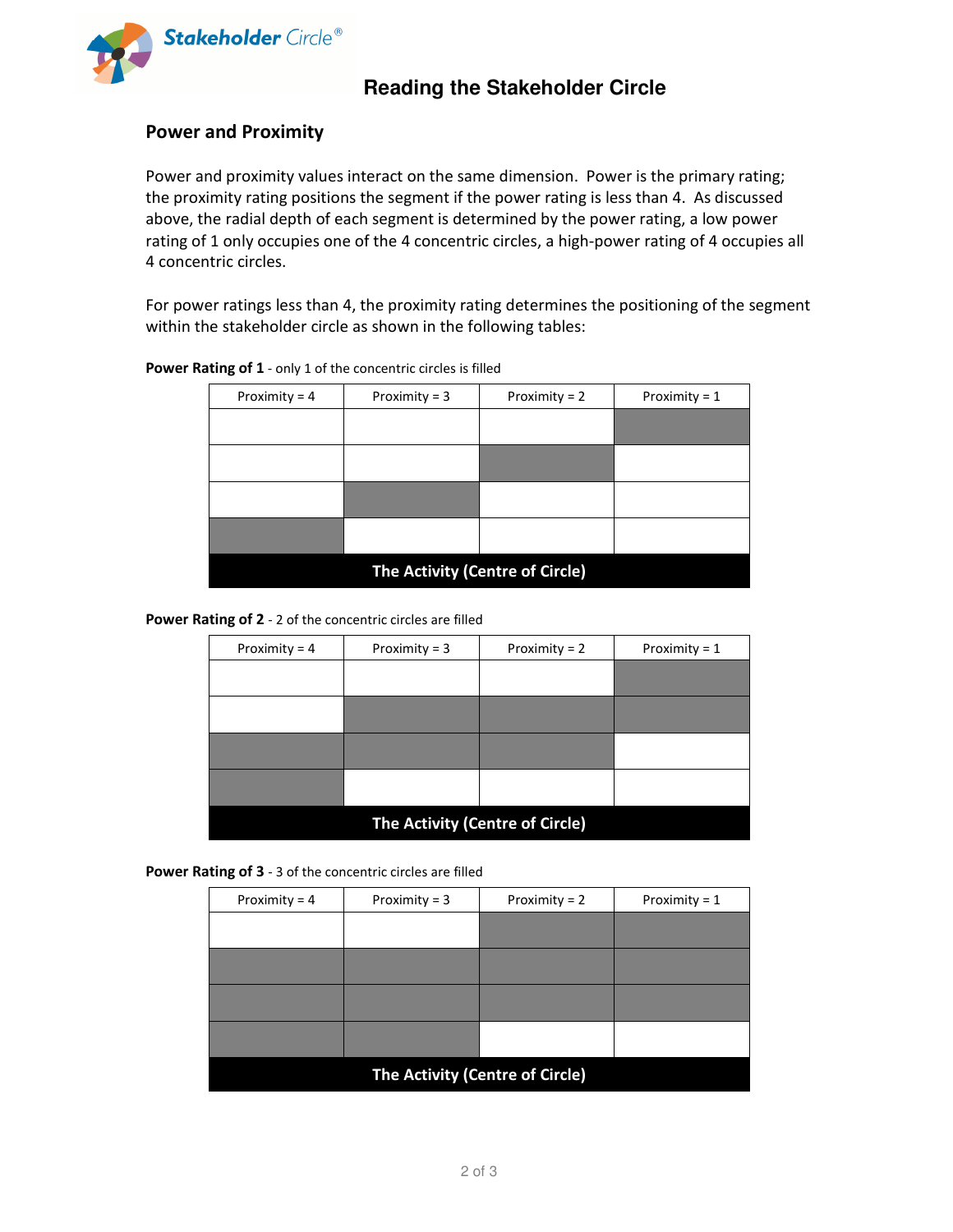## Reading the Stakeholder Circle

### Power and Proximity

Power and proximity values interact on the same dimension. Power is the primary rating; the proximity rating positions the segment if the power rating is less than 4. As discussed above, the radial depth of each segment is determined by the power rating, a low power rating of 1 only occupies one of the 4 concentric circles, a high-power rating of 4 occupies all 4 concentric circles.

For power ratings less than 4, the proximity rating determines the positioning of the segment within the stakeholder circle as shown in the following tables:

**Power Rating of 1** - only 1 of the concentric circles is filled

| Proximity = 4 | Proximity = 3 | Proximity = 2 | Proximity = 1 |
|---|---|---|---|
| | | | ■ |
| | | ■ | |
| | ■ | | |
| ■ | | | |
| The Activity (Centre of Circle) | | | |

**Power Rating of 2** - 2 of the concentric circles are filled

| Proximity = 4 | Proximity = 3 | Proximity = 2 | Proximity = 1 |
|---|---|---|---|
| | | | ■ |
| | ■ | ■ | ■ |
| ■ | ■ | ■ | |
| ■ | | | |
| The Activity (Centre of Circle) | | | |

**Power Rating of 3** - 3 of the concentric circles are filled

| Proximity = 4 | Proximity = 3 | Proximity = 2 | Proximity = 1 |
|---|---|---|---|
| | | ■ | ■ |
| ■ | ■ | ■ | ■ |
| ■ | ■ | ■ | ■ |
| ■ | ■ | | |
| The Activity (Centre of Circle) | | | |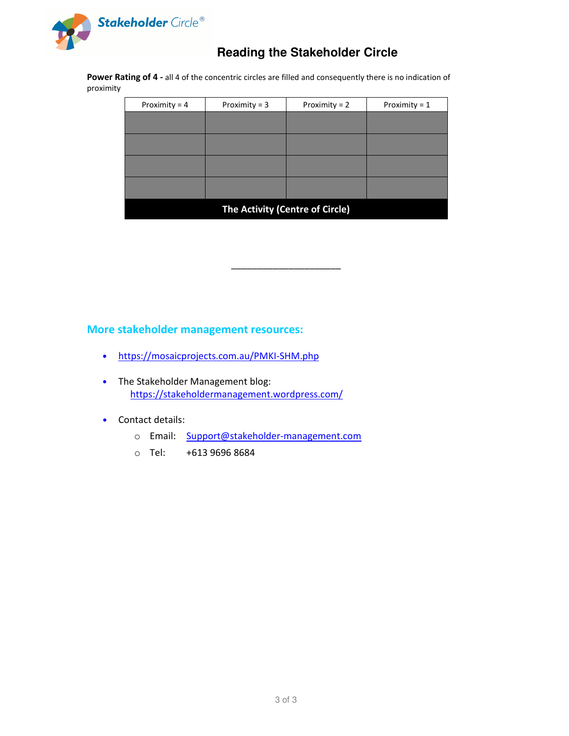# Reading the Stakeholder Circle

**Power Rating of 4 -** all 4 of the concentric circles are filled and consequently there is no indication of proximity

| Proximity = 4 | Proximity = 3 | Proximity = 2 | Proximity = 1 |
|---|---|---|---|
| | | | |
| | | | |
| | | | |
| | | | |
| **The Activity (Centre of Circle)** | | | |

______________________

## More stakeholder management resources:

- https://mosaicprojects.com.au/PMKI-SHM.php
- The Stakeholder Management blog:
  https://stakeholdermanagement.wordpress.com/
- Contact details:
  - Email: Support@stakeholder-management.com
  - Tel: +613 9696 8684